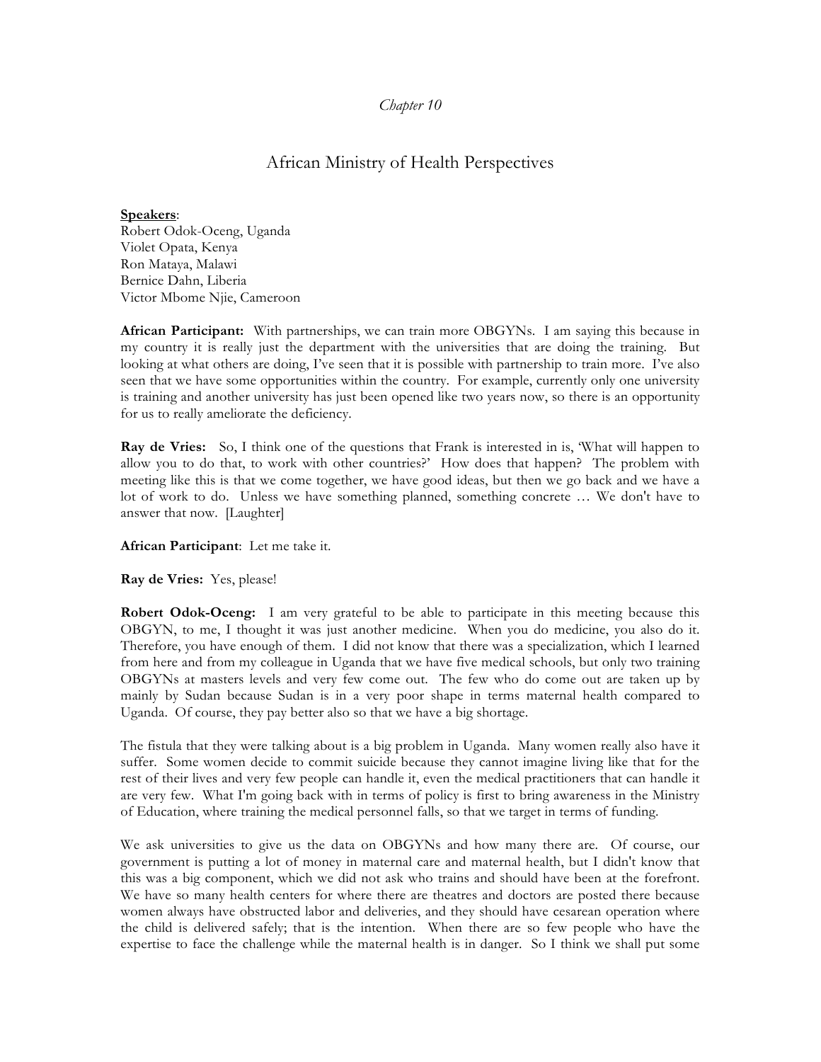*Chapter 10*

# African Ministry of Health Perspectives

**Speakers**:
Robert Odok-Oceng, Uganda
Violet Opata, Kenya
Ron Mataya, Malawi
Bernice Dahn, Liberia
Victor Mbome Njie, Cameroon

**African Participant:** With partnerships, we can train more OBGYNs. I am saying this because in my country it is really just the department with the universities that are doing the training. But looking at what others are doing, I've seen that it is possible with partnership to train more. I've also seen that we have some opportunities within the country. For example, currently only one university is training and another university has just been opened like two years now, so there is an opportunity for us to really ameliorate the deficiency.

**Ray de Vries:** So, I think one of the questions that Frank is interested in is, 'What will happen to allow you to do that, to work with other countries?' How does that happen? The problem with meeting like this is that we come together, we have good ideas, but then we go back and we have a lot of work to do. Unless we have something planned, something concrete … We don't have to answer that now. [Laughter]

**African Participant**: Let me take it.

**Ray de Vries:** Yes, please!

**Robert Odok-Oceng:** I am very grateful to be able to participate in this meeting because this OBGYN, to me, I thought it was just another medicine. When you do medicine, you also do it. Therefore, you have enough of them. I did not know that there was a specialization, which I learned from here and from my colleague in Uganda that we have five medical schools, but only two training OBGYNs at masters levels and very few come out. The few who do come out are taken up by mainly by Sudan because Sudan is in a very poor shape in terms maternal health compared to Uganda. Of course, they pay better also so that we have a big shortage.

The fistula that they were talking about is a big problem in Uganda. Many women really also have it suffer. Some women decide to commit suicide because they cannot imagine living like that for the rest of their lives and very few people can handle it, even the medical practitioners that can handle it are very few. What I'm going back with in terms of policy is first to bring awareness in the Ministry of Education, where training the medical personnel falls, so that we target in terms of funding.

We ask universities to give us the data on OBGYNs and how many there are. Of course, our government is putting a lot of money in maternal care and maternal health, but I didn't know that this was a big component, which we did not ask who trains and should have been at the forefront. We have so many health centers for where there are theatres and doctors are posted there because women always have obstructed labor and deliveries, and they should have cesarean operation where the child is delivered safely; that is the intention. When there are so few people who have the expertise to face the challenge while the maternal health is in danger. So I think we shall put some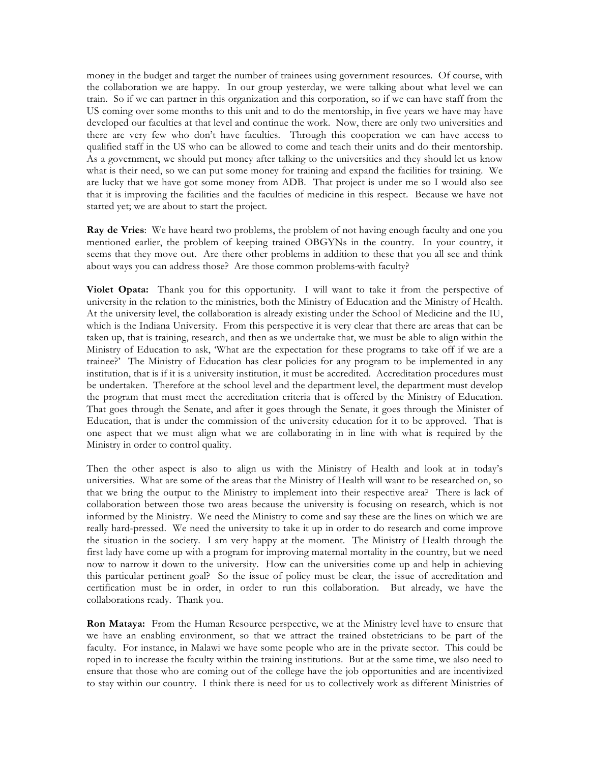money in the budget and target the number of trainees using government resources. Of course, with the collaboration we are happy. In our group yesterday, we were talking about what level we can train. So if we can partner in this organization and this corporation, so if we can have staff from the US coming over some months to this unit and to do the mentorship, in five years we have may have developed our faculties at that level and continue the work. Now, there are only two universities and there are very few who don't have faculties. Through this cooperation we can have access to qualified staff in the US who can be allowed to come and teach their units and do their mentorship. As a government, we should put money after talking to the universities and they should let us know what is their need, so we can put some money for training and expand the facilities for training. We are lucky that we have got some money from ADB. That project is under me so I would also see that it is improving the facilities and the faculties of medicine in this respect. Because we have not started yet; we are about to start the project.

**Ray de Vries**: We have heard two problems, the problem of not having enough faculty and one you mentioned earlier, the problem of keeping trained OBGYNs in the country. In your country, it seems that they move out. Are there other problems in addition to these that you all see and think about ways you can address those? Are those common problems-with faculty?

**Violet Opata:** Thank you for this opportunity. I will want to take it from the perspective of university in the relation to the ministries, both the Ministry of Education and the Ministry of Health. At the university level, the collaboration is already existing under the School of Medicine and the IU, which is the Indiana University. From this perspective it is very clear that there are areas that can be taken up, that is training, research, and then as we undertake that, we must be able to align within the Ministry of Education to ask, 'What are the expectation for these programs to take off if we are a trainee?' The Ministry of Education has clear policies for any program to be implemented in any institution, that is if it is a university institution, it must be accredited. Accreditation procedures must be undertaken. Therefore at the school level and the department level, the department must develop the program that must meet the accreditation criteria that is offered by the Ministry of Education. That goes through the Senate, and after it goes through the Senate, it goes through the Minister of Education, that is under the commission of the university education for it to be approved. That is one aspect that we must align what we are collaborating in in line with what is required by the Ministry in order to control quality.

Then the other aspect is also to align us with the Ministry of Health and look at in today's universities. What are some of the areas that the Ministry of Health will want to be researched on, so that we bring the output to the Ministry to implement into their respective area? There is lack of collaboration between those two areas because the university is focusing on research, which is not informed by the Ministry. We need the Ministry to come and say these are the lines on which we are really hard-pressed. We need the university to take it up in order to do research and come improve the situation in the society. I am very happy at the moment. The Ministry of Health through the first lady have come up with a program for improving maternal mortality in the country, but we need now to narrow it down to the university. How can the universities come up and help in achieving this particular pertinent goal? So the issue of policy must be clear, the issue of accreditation and certification must be in order, in order to run this collaboration. But already, we have the collaborations ready. Thank you.

**Ron Mataya:** From the Human Resource perspective, we at the Ministry level have to ensure that we have an enabling environment, so that we attract the trained obstetricians to be part of the faculty. For instance, in Malawi we have some people who are in the private sector. This could be roped in to increase the faculty within the training institutions. But at the same time, we also need to ensure that those who are coming out of the college have the job opportunities and are incentivized to stay within our country. I think there is need for us to collectively work as different Ministries of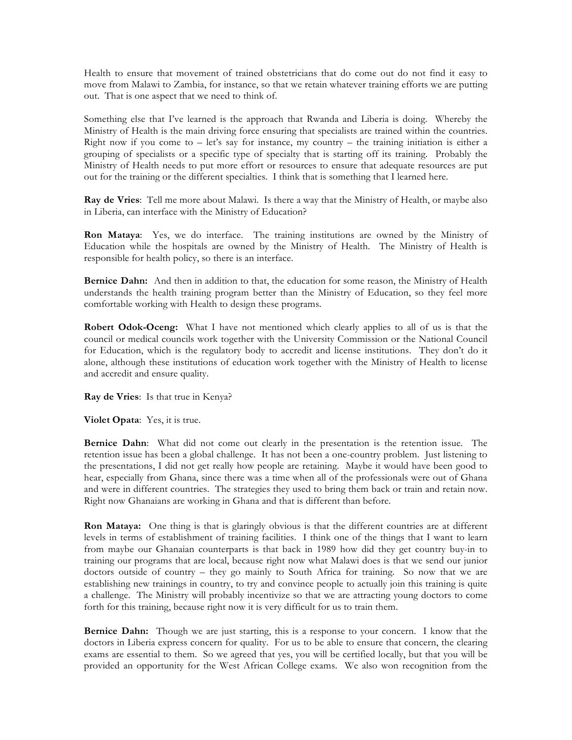Health to ensure that movement of trained obstetricians that do come out do not find it easy to move from Malawi to Zambia, for instance, so that we retain whatever training efforts we are putting out. That is one aspect that we need to think of.

Something else that I've learned is the approach that Rwanda and Liberia is doing. Whereby the Ministry of Health is the main driving force ensuring that specialists are trained within the countries. Right now if you come to – let's say for instance, my country – the training initiation is either a grouping of specialists or a specific type of specialty that is starting off its training. Probably the Ministry of Health needs to put more effort or resources to ensure that adequate resources are put out for the training or the different specialties. I think that is something that I learned here.

**Ray de Vries**: Tell me more about Malawi. Is there a way that the Ministry of Health, or maybe also in Liberia, can interface with the Ministry of Education?

**Ron Mataya**: Yes, we do interface. The training institutions are owned by the Ministry of Education while the hospitals are owned by the Ministry of Health. The Ministry of Health is responsible for health policy, so there is an interface.

**Bernice Dahn:** And then in addition to that, the education for some reason, the Ministry of Health understands the health training program better than the Ministry of Education, so they feel more comfortable working with Health to design these programs.

**Robert Odok-Oceng:** What I have not mentioned which clearly applies to all of us is that the council or medical councils work together with the University Commission or the National Council for Education, which is the regulatory body to accredit and license institutions. They don't do it alone, although these institutions of education work together with the Ministry of Health to license and accredit and ensure quality.

**Ray de Vries**: Is that true in Kenya?

**Violet Opata**: Yes, it is true.

**Bernice Dahn**: What did not come out clearly in the presentation is the retention issue. The retention issue has been a global challenge. It has not been a one-country problem. Just listening to the presentations, I did not get really how people are retaining. Maybe it would have been good to hear, especially from Ghana, since there was a time when all of the professionals were out of Ghana and were in different countries. The strategies they used to bring them back or train and retain now. Right now Ghanaians are working in Ghana and that is different than before.

**Ron Mataya:** One thing is that is glaringly obvious is that the different countries are at different levels in terms of establishment of training facilities. I think one of the things that I want to learn from maybe our Ghanaian counterparts is that back in 1989 how did they get country buy-in to training our programs that are local, because right now what Malawi does is that we send our junior doctors outside of country – they go mainly to South Africa for training. So now that we are establishing new trainings in country, to try and convince people to actually join this training is quite a challenge. The Ministry will probably incentivize so that we are attracting young doctors to come forth for this training, because right now it is very difficult for us to train them.

**Bernice Dahn:** Though we are just starting, this is a response to your concern. I know that the doctors in Liberia express concern for quality. For us to be able to ensure that concern, the clearing exams are essential to them. So we agreed that yes, you will be certified locally, but that you will be provided an opportunity for the West African College exams. We also won recognition from the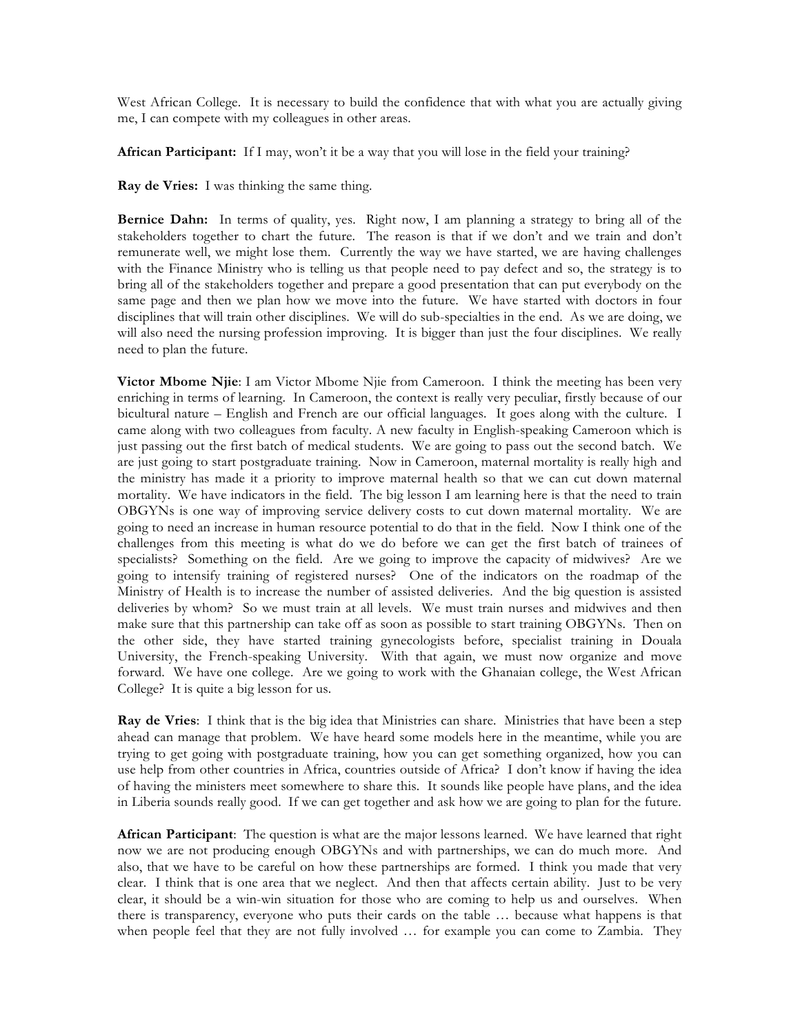West African College. It is necessary to build the confidence that with what you are actually giving me, I can compete with my colleagues in other areas.

**African Participant:** If I may, won't it be a way that you will lose in the field your training?

**Ray de Vries:** I was thinking the same thing.

**Bernice Dahn:** In terms of quality, yes. Right now, I am planning a strategy to bring all of the stakeholders together to chart the future. The reason is that if we don't and we train and don't remunerate well, we might lose them. Currently the way we have started, we are having challenges with the Finance Ministry who is telling us that people need to pay defect and so, the strategy is to bring all of the stakeholders together and prepare a good presentation that can put everybody on the same page and then we plan how we move into the future. We have started with doctors in four disciplines that will train other disciplines. We will do sub-specialties in the end. As we are doing, we will also need the nursing profession improving. It is bigger than just the four disciplines. We really need to plan the future.

**Victor Mbome Njie**: I am Victor Mbome Njie from Cameroon. I think the meeting has been very enriching in terms of learning. In Cameroon, the context is really very peculiar, firstly because of our bicultural nature – English and French are our official languages. It goes along with the culture. I came along with two colleagues from faculty. A new faculty in English-speaking Cameroon which is just passing out the first batch of medical students. We are going to pass out the second batch. We are just going to start postgraduate training. Now in Cameroon, maternal mortality is really high and the ministry has made it a priority to improve maternal health so that we can cut down maternal mortality. We have indicators in the field. The big lesson I am learning here is that the need to train OBGYNs is one way of improving service delivery costs to cut down maternal mortality. We are going to need an increase in human resource potential to do that in the field. Now I think one of the challenges from this meeting is what do we do before we can get the first batch of trainees of specialists? Something on the field. Are we going to improve the capacity of midwives? Are we going to intensify training of registered nurses? One of the indicators on the roadmap of the Ministry of Health is to increase the number of assisted deliveries. And the big question is assisted deliveries by whom? So we must train at all levels. We must train nurses and midwives and then make sure that this partnership can take off as soon as possible to start training OBGYNs. Then on the other side, they have started training gynecologists before, specialist training in Douala University, the French-speaking University. With that again, we must now organize and move forward. We have one college. Are we going to work with the Ghanaian college, the West African College? It is quite a big lesson for us.

**Ray de Vries**: I think that is the big idea that Ministries can share. Ministries that have been a step ahead can manage that problem. We have heard some models here in the meantime, while you are trying to get going with postgraduate training, how you can get something organized, how you can use help from other countries in Africa, countries outside of Africa? I don't know if having the idea of having the ministers meet somewhere to share this. It sounds like people have plans, and the idea in Liberia sounds really good. If we can get together and ask how we are going to plan for the future.

**African Participant**: The question is what are the major lessons learned. We have learned that right now we are not producing enough OBGYNs and with partnerships, we can do much more. And also, that we have to be careful on how these partnerships are formed. I think you made that very clear. I think that is one area that we neglect. And then that affects certain ability. Just to be very clear, it should be a win-win situation for those who are coming to help us and ourselves. When there is transparency, everyone who puts their cards on the table … because what happens is that when people feel that they are not fully involved … for example you can come to Zambia. They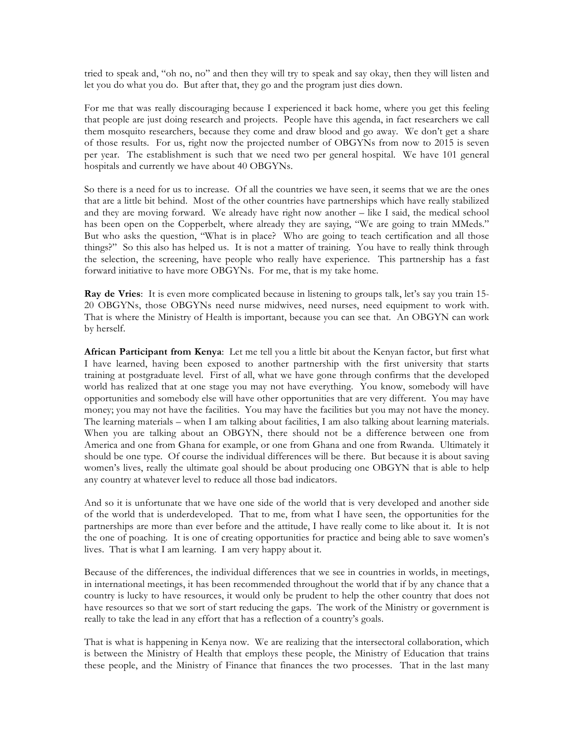tried to speak and, "oh no, no" and then they will try to speak and say okay, then they will listen and let you do what you do. But after that, they go and the program just dies down.

For me that was really discouraging because I experienced it back home, where you get this feeling that people are just doing research and projects. People have this agenda, in fact researchers we call them mosquito researchers, because they come and draw blood and go away. We don't get a share of those results. For us, right now the projected number of OBGYNs from now to 2015 is seven per year. The establishment is such that we need two per general hospital. We have 101 general hospitals and currently we have about 40 OBGYNs.

So there is a need for us to increase. Of all the countries we have seen, it seems that we are the ones that are a little bit behind. Most of the other countries have partnerships which have really stabilized and they are moving forward. We already have right now another – like I said, the medical school has been open on the Copperbelt, where already they are saying, "We are going to train MMeds." But who asks the question, "What is in place? Who are going to teach certification and all those things?" So this also has helped us. It is not a matter of training. You have to really think through the selection, the screening, have people who really have experience. This partnership has a fast forward initiative to have more OBGYNs. For me, that is my take home.

**Ray de Vries**: It is even more complicated because in listening to groups talk, let's say you train 15-20 OBGYNs, those OBGYNs need nurse midwives, need nurses, need equipment to work with. That is where the Ministry of Health is important, because you can see that. An OBGYN can work by herself.

**African Participant from Kenya**: Let me tell you a little bit about the Kenyan factor, but first what I have learned, having been exposed to another partnership with the first university that starts training at postgraduate level. First of all, what we have gone through confirms that the developed world has realized that at one stage you may not have everything. You know, somebody will have opportunities and somebody else will have other opportunities that are very different. You may have money; you may not have the facilities. You may have the facilities but you may not have the money. The learning materials – when I am talking about facilities, I am also talking about learning materials. When you are talking about an OBGYN, there should not be a difference between one from America and one from Ghana for example, or one from Ghana and one from Rwanda. Ultimately it should be one type. Of course the individual differences will be there. But because it is about saving women's lives, really the ultimate goal should be about producing one OBGYN that is able to help any country at whatever level to reduce all those bad indicators.

And so it is unfortunate that we have one side of the world that is very developed and another side of the world that is underdeveloped. That to me, from what I have seen, the opportunities for the partnerships are more than ever before and the attitude, I have really come to like about it. It is not the one of poaching. It is one of creating opportunities for practice and being able to save women's lives. That is what I am learning. I am very happy about it.

Because of the differences, the individual differences that we see in countries in worlds, in meetings, in international meetings, it has been recommended throughout the world that if by any chance that a country is lucky to have resources, it would only be prudent to help the other country that does not have resources so that we sort of start reducing the gaps. The work of the Ministry or government is really to take the lead in any effort that has a reflection of a country's goals.

That is what is happening in Kenya now. We are realizing that the intersectoral collaboration, which is between the Ministry of Health that employs these people, the Ministry of Education that trains these people, and the Ministry of Finance that finances the two processes. That in the last many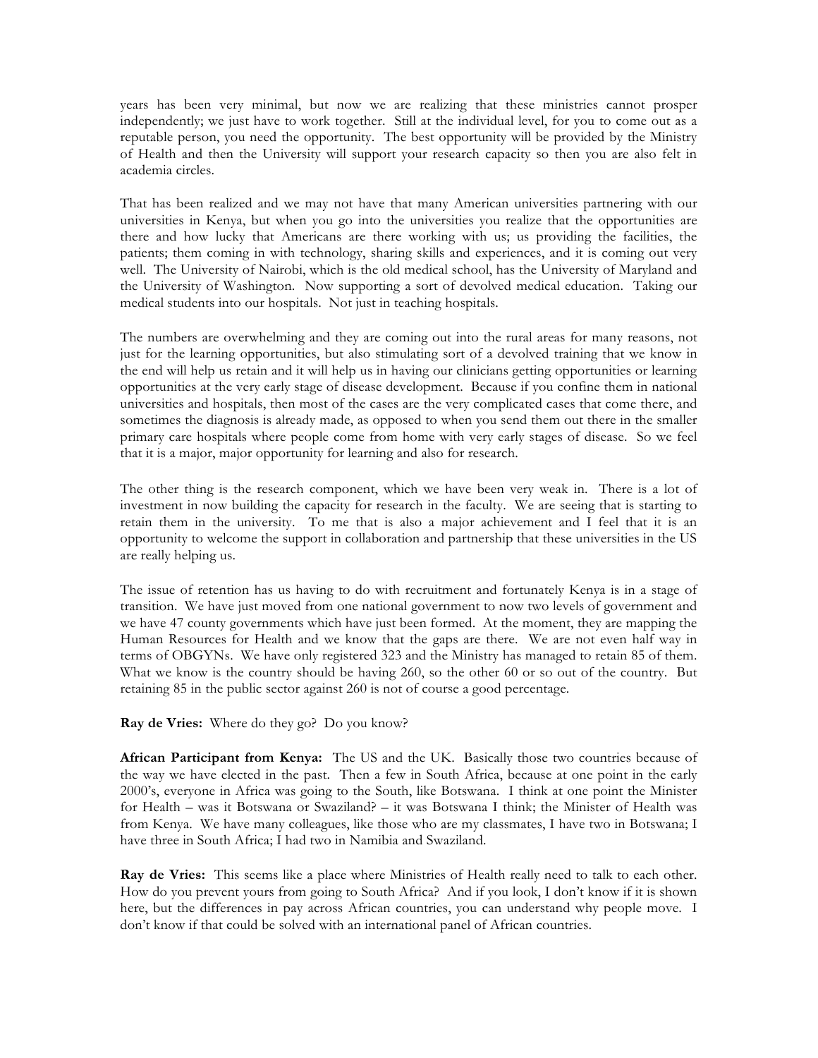years has been very minimal, but now we are realizing that these ministries cannot prosper independently; we just have to work together. Still at the individual level, for you to come out as a reputable person, you need the opportunity. The best opportunity will be provided by the Ministry of Health and then the University will support your research capacity so then you are also felt in academia circles.

That has been realized and we may not have that many American universities partnering with our universities in Kenya, but when you go into the universities you realize that the opportunities are there and how lucky that Americans are there working with us; us providing the facilities, the patients; them coming in with technology, sharing skills and experiences, and it is coming out very well. The University of Nairobi, which is the old medical school, has the University of Maryland and the University of Washington. Now supporting a sort of devolved medical education. Taking our medical students into our hospitals. Not just in teaching hospitals.

The numbers are overwhelming and they are coming out into the rural areas for many reasons, not just for the learning opportunities, but also stimulating sort of a devolved training that we know in the end will help us retain and it will help us in having our clinicians getting opportunities or learning opportunities at the very early stage of disease development. Because if you confine them in national universities and hospitals, then most of the cases are the very complicated cases that come there, and sometimes the diagnosis is already made, as opposed to when you send them out there in the smaller primary care hospitals where people come from home with very early stages of disease. So we feel that it is a major, major opportunity for learning and also for research.

The other thing is the research component, which we have been very weak in. There is a lot of investment in now building the capacity for research in the faculty. We are seeing that is starting to retain them in the university. To me that is also a major achievement and I feel that it is an opportunity to welcome the support in collaboration and partnership that these universities in the US are really helping us.

The issue of retention has us having to do with recruitment and fortunately Kenya is in a stage of transition. We have just moved from one national government to now two levels of government and we have 47 county governments which have just been formed. At the moment, they are mapping the Human Resources for Health and we know that the gaps are there. We are not even half way in terms of OBGYNs. We have only registered 323 and the Ministry has managed to retain 85 of them. What we know is the country should be having 260, so the other 60 or so out of the country. But retaining 85 in the public sector against 260 is not of course a good percentage.

**Ray de Vries:** Where do they go? Do you know?

**African Participant from Kenya:** The US and the UK. Basically those two countries because of the way we have elected in the past. Then a few in South Africa, because at one point in the early 2000's, everyone in Africa was going to the South, like Botswana. I think at one point the Minister for Health – was it Botswana or Swaziland? – it was Botswana I think; the Minister of Health was from Kenya. We have many colleagues, like those who are my classmates, I have two in Botswana; I have three in South Africa; I had two in Namibia and Swaziland.

**Ray de Vries:** This seems like a place where Ministries of Health really need to talk to each other. How do you prevent yours from going to South Africa? And if you look, I don't know if it is shown here, but the differences in pay across African countries, you can understand why people move. I don't know if that could be solved with an international panel of African countries.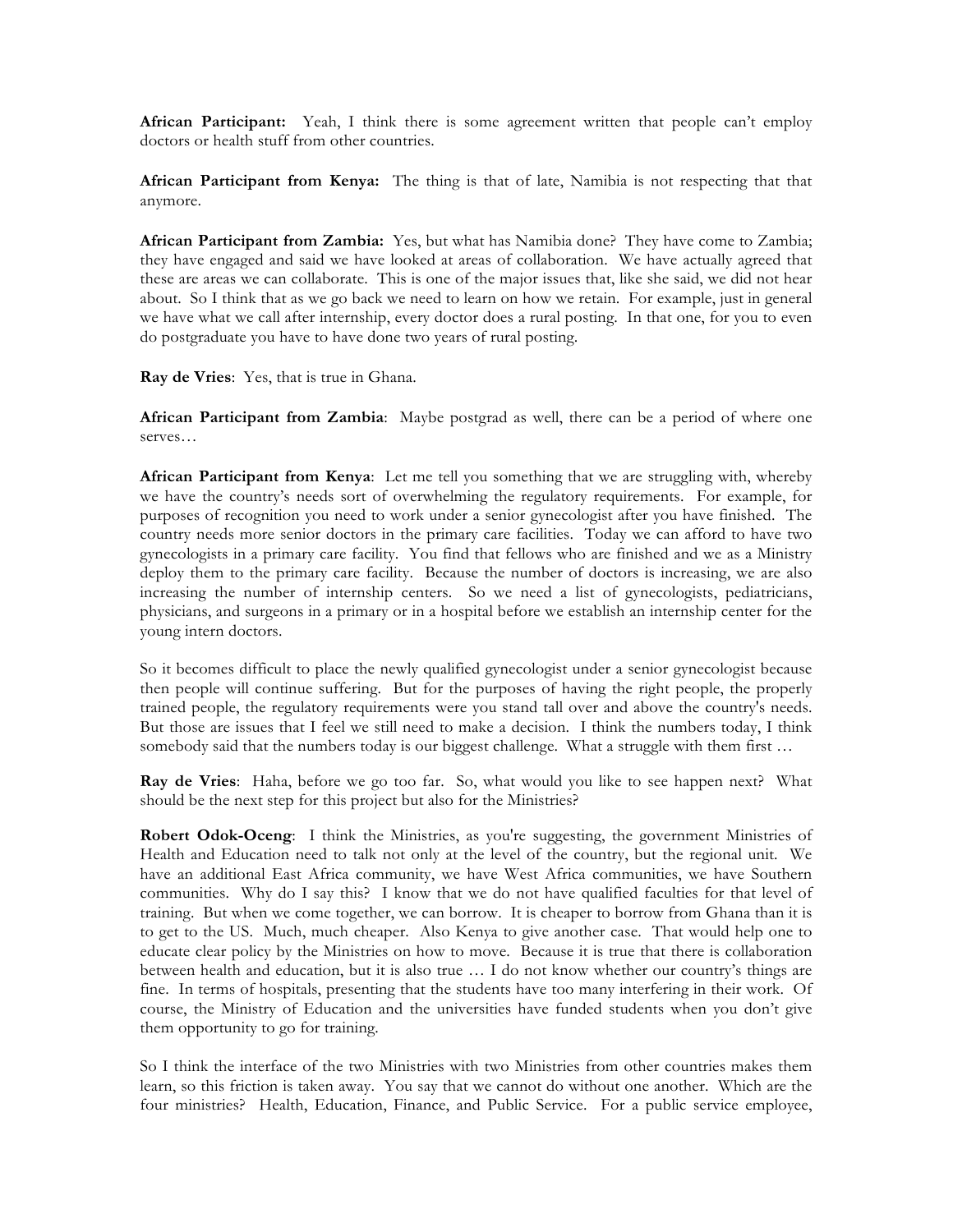**African Participant:** Yeah, I think there is some agreement written that people can't employ doctors or health stuff from other countries.

**African Participant from Kenya:** The thing is that of late, Namibia is not respecting that that anymore.

**African Participant from Zambia:** Yes, but what has Namibia done? They have come to Zambia; they have engaged and said we have looked at areas of collaboration. We have actually agreed that these are areas we can collaborate. This is one of the major issues that, like she said, we did not hear about. So I think that as we go back we need to learn on how we retain. For example, just in general we have what we call after internship, every doctor does a rural posting. In that one, for you to even do postgraduate you have to have done two years of rural posting.

**Ray de Vries**: Yes, that is true in Ghana.

**African Participant from Zambia**: Maybe postgrad as well, there can be a period of where one serves…

**African Participant from Kenya**: Let me tell you something that we are struggling with, whereby we have the country's needs sort of overwhelming the regulatory requirements. For example, for purposes of recognition you need to work under a senior gynecologist after you have finished. The country needs more senior doctors in the primary care facilities. Today we can afford to have two gynecologists in a primary care facility. You find that fellows who are finished and we as a Ministry deploy them to the primary care facility. Because the number of doctors is increasing, we are also increasing the number of internship centers. So we need a list of gynecologists, pediatricians, physicians, and surgeons in a primary or in a hospital before we establish an internship center for the young intern doctors.

So it becomes difficult to place the newly qualified gynecologist under a senior gynecologist because then people will continue suffering. But for the purposes of having the right people, the properly trained people, the regulatory requirements were you stand tall over and above the country's needs. But those are issues that I feel we still need to make a decision. I think the numbers today, I think somebody said that the numbers today is our biggest challenge. What a struggle with them first …

**Ray de Vries**: Haha, before we go too far. So, what would you like to see happen next? What should be the next step for this project but also for the Ministries?

**Robert Odok-Oceng**: I think the Ministries, as you're suggesting, the government Ministries of Health and Education need to talk not only at the level of the country, but the regional unit. We have an additional East Africa community, we have West Africa communities, we have Southern communities. Why do I say this? I know that we do not have qualified faculties for that level of training. But when we come together, we can borrow. It is cheaper to borrow from Ghana than it is to get to the US. Much, much cheaper. Also Kenya to give another case. That would help one to educate clear policy by the Ministries on how to move. Because it is true that there is collaboration between health and education, but it is also true … I do not know whether our country's things are fine. In terms of hospitals, presenting that the students have too many interfering in their work. Of course, the Ministry of Education and the universities have funded students when you don't give them opportunity to go for training.

So I think the interface of the two Ministries with two Ministries from other countries makes them learn, so this friction is taken away. You say that we cannot do without one another. Which are the four ministries? Health, Education, Finance, and Public Service. For a public service employee,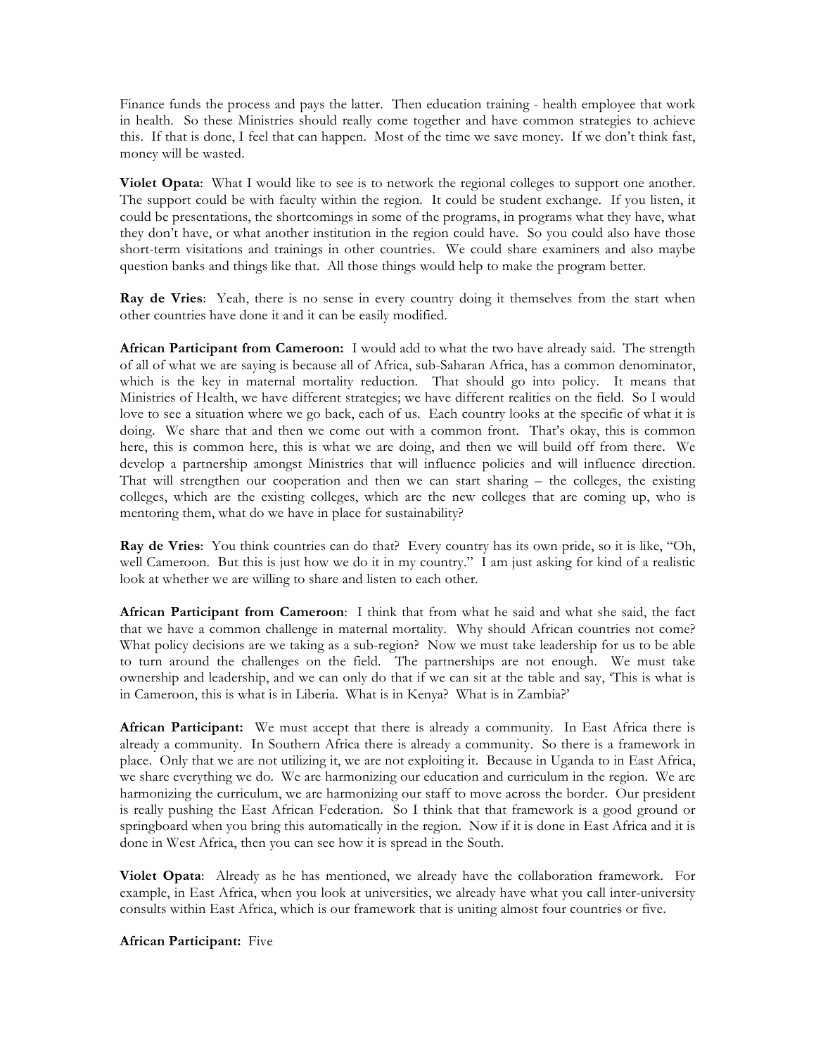Finance funds the process and pays the latter. Then education training - health employee that work in health. So these Ministries should really come together and have common strategies to achieve this. If that is done, I feel that can happen. Most of the time we save money. If we don't think fast, money will be wasted.

**Violet Opata**: What I would like to see is to network the regional colleges to support one another. The support could be with faculty within the region. It could be student exchange. If you listen, it could be presentations, the shortcomings in some of the programs, in programs what they have, what they don't have, or what another institution in the region could have. So you could also have those short-term visitations and trainings in other countries. We could share examiners and also maybe question banks and things like that. All those things would help to make the program better.

**Ray de Vries**: Yeah, there is no sense in every country doing it themselves from the start when other countries have done it and it can be easily modified.

**African Participant from Cameroon:** I would add to what the two have already said. The strength of all of what we are saying is because all of Africa, sub-Saharan Africa, has a common denominator, which is the key in maternal mortality reduction. That should go into policy. It means that Ministries of Health, we have different strategies; we have different realities on the field. So I would love to see a situation where we go back, each of us. Each country looks at the specific of what it is doing. We share that and then we come out with a common front. That's okay, this is common here, this is common here, this is what we are doing, and then we will build off from there. We develop a partnership amongst Ministries that will influence policies and will influence direction. That will strengthen our cooperation and then we can start sharing – the colleges, the existing colleges, which are the existing colleges, which are the new colleges that are coming up, who is mentoring them, what do we have in place for sustainability?

**Ray de Vries**: You think countries can do that? Every country has its own pride, so it is like, "Oh, well Cameroon. But this is just how we do it in my country." I am just asking for kind of a realistic look at whether we are willing to share and listen to each other.

**African Participant from Cameroon**: I think that from what he said and what she said, the fact that we have a common challenge in maternal mortality. Why should African countries not come? What policy decisions are we taking as a sub-region? Now we must take leadership for us to be able to turn around the challenges on the field. The partnerships are not enough. We must take ownership and leadership, and we can only do that if we can sit at the table and say, 'This is what is in Cameroon, this is what is in Liberia. What is in Kenya? What is in Zambia?'

**African Participant:** We must accept that there is already a community. In East Africa there is already a community. In Southern Africa there is already a community. So there is a framework in place. Only that we are not utilizing it, we are not exploiting it. Because in Uganda to in East Africa, we share everything we do. We are harmonizing our education and curriculum in the region. We are harmonizing the curriculum, we are harmonizing our staff to move across the border. Our president is really pushing the East African Federation. So I think that that framework is a good ground or springboard when you bring this automatically in the region. Now if it is done in East Africa and it is done in West Africa, then you can see how it is spread in the South.

**Violet Opata**: Already as he has mentioned, we already have the collaboration framework. For example, in East Africa, when you look at universities, we already have what you call inter-university consults within East Africa, which is our framework that is uniting almost four countries or five.

**African Participant:** Five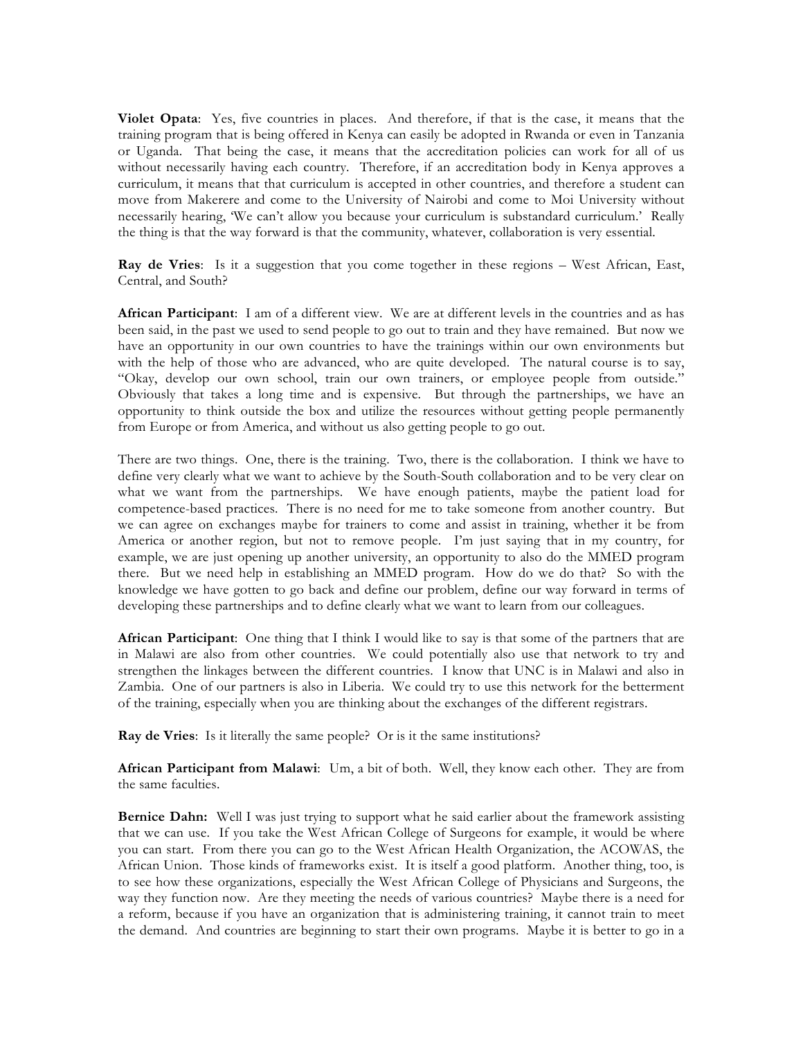**Violet Opata**: Yes, five countries in places. And therefore, if that is the case, it means that the training program that is being offered in Kenya can easily be adopted in Rwanda or even in Tanzania or Uganda. That being the case, it means that the accreditation policies can work for all of us without necessarily having each country. Therefore, if an accreditation body in Kenya approves a curriculum, it means that that curriculum is accepted in other countries, and therefore a student can move from Makerere and come to the University of Nairobi and come to Moi University without necessarily hearing, 'We can't allow you because your curriculum is substandard curriculum.' Really the thing is that the way forward is that the community, whatever, collaboration is very essential.

**Ray de Vries**: Is it a suggestion that you come together in these regions – West African, East, Central, and South?

**African Participant**: I am of a different view. We are at different levels in the countries and as has been said, in the past we used to send people to go out to train and they have remained. But now we have an opportunity in our own countries to have the trainings within our own environments but with the help of those who are advanced, who are quite developed. The natural course is to say, "Okay, develop our own school, train our own trainers, or employee people from outside." Obviously that takes a long time and is expensive. But through the partnerships, we have an opportunity to think outside the box and utilize the resources without getting people permanently from Europe or from America, and without us also getting people to go out.

There are two things. One, there is the training. Two, there is the collaboration. I think we have to define very clearly what we want to achieve by the South-South collaboration and to be very clear on what we want from the partnerships. We have enough patients, maybe the patient load for competence-based practices. There is no need for me to take someone from another country. But we can agree on exchanges maybe for trainers to come and assist in training, whether it be from America or another region, but not to remove people. I'm just saying that in my country, for example, we are just opening up another university, an opportunity to also do the MMED program there. But we need help in establishing an MMED program. How do we do that? So with the knowledge we have gotten to go back and define our problem, define our way forward in terms of developing these partnerships and to define clearly what we want to learn from our colleagues.

**African Participant**: One thing that I think I would like to say is that some of the partners that are in Malawi are also from other countries. We could potentially also use that network to try and strengthen the linkages between the different countries. I know that UNC is in Malawi and also in Zambia. One of our partners is also in Liberia. We could try to use this network for the betterment of the training, especially when you are thinking about the exchanges of the different registrars.

**Ray de Vries**: Is it literally the same people? Or is it the same institutions?

**African Participant from Malawi**: Um, a bit of both. Well, they know each other. They are from the same faculties.

**Bernice Dahn:** Well I was just trying to support what he said earlier about the framework assisting that we can use. If you take the West African College of Surgeons for example, it would be where you can start. From there you can go to the West African Health Organization, the ACOWAS, the African Union. Those kinds of frameworks exist. It is itself a good platform. Another thing, too, is to see how these organizations, especially the West African College of Physicians and Surgeons, the way they function now. Are they meeting the needs of various countries? Maybe there is a need for a reform, because if you have an organization that is administering training, it cannot train to meet the demand. And countries are beginning to start their own programs. Maybe it is better to go in a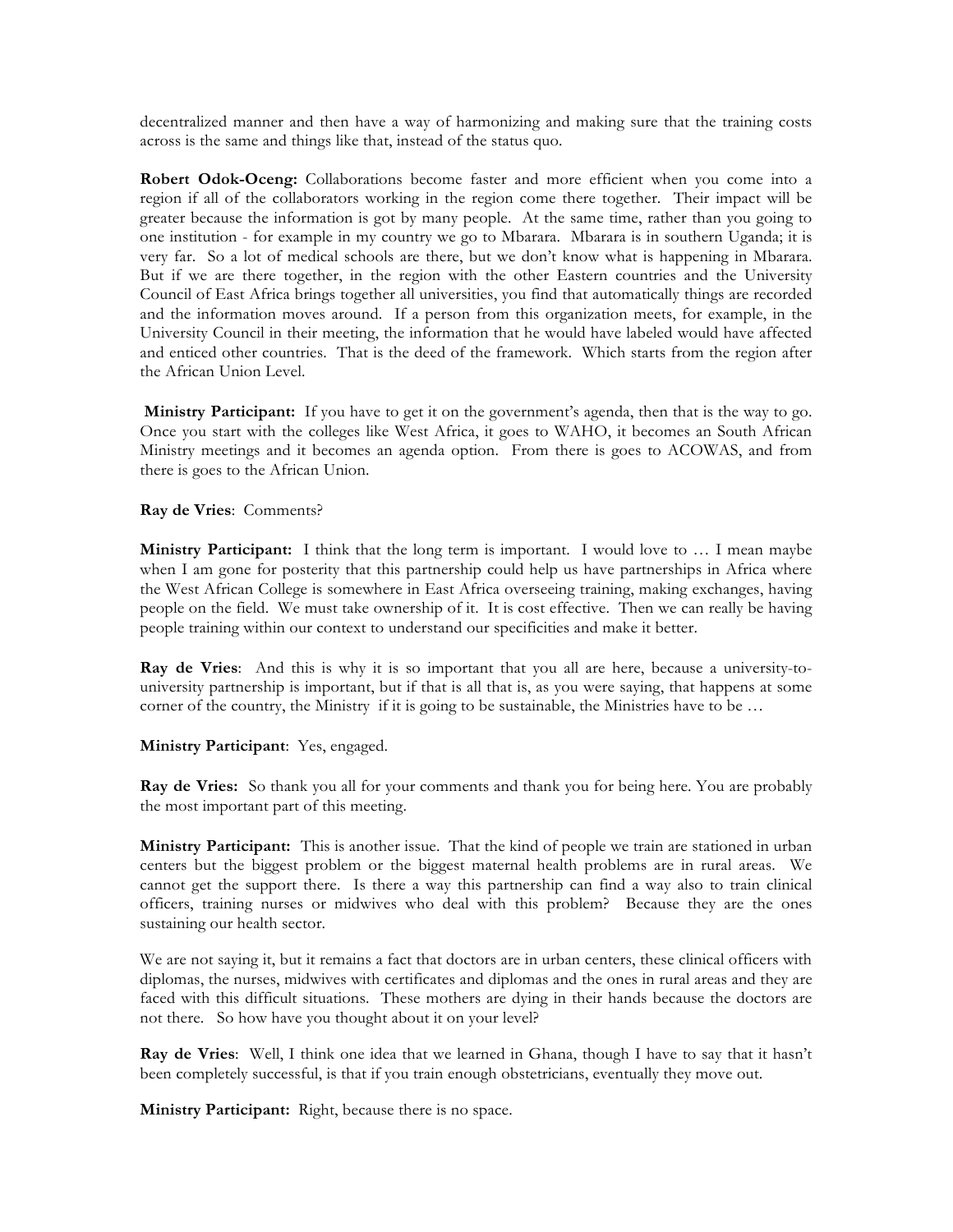decentralized manner and then have a way of harmonizing and making sure that the training costs across is the same and things like that, instead of the status quo.

**Robert Odok-Oceng:** Collaborations become faster and more efficient when you come into a region if all of the collaborators working in the region come there together. Their impact will be greater because the information is got by many people. At the same time, rather than you going to one institution - for example in my country we go to Mbarara. Mbarara is in southern Uganda; it is very far. So a lot of medical schools are there, but we don't know what is happening in Mbarara. But if we are there together, in the region with the other Eastern countries and the University Council of East Africa brings together all universities, you find that automatically things are recorded and the information moves around. If a person from this organization meets, for example, in the University Council in their meeting, the information that he would have labeled would have affected and enticed other countries. That is the deed of the framework. Which starts from the region after the African Union Level.

**Ministry Participant:** If you have to get it on the government's agenda, then that is the way to go. Once you start with the colleges like West Africa, it goes to WAHO, it becomes an South African Ministry meetings and it becomes an agenda option. From there is goes to ACOWAS, and from there is goes to the African Union.

**Ray de Vries**: Comments?

**Ministry Participant:** I think that the long term is important. I would love to … I mean maybe when I am gone for posterity that this partnership could help us have partnerships in Africa where the West African College is somewhere in East Africa overseeing training, making exchanges, having people on the field. We must take ownership of it. It is cost effective. Then we can really be having people training within our context to understand our specificities and make it better.

**Ray de Vries**: And this is why it is so important that you all are here, because a university-to-university partnership is important, but if that is all that is, as you were saying, that happens at some corner of the country, the Ministry if it is going to be sustainable, the Ministries have to be …

**Ministry Participant**: Yes, engaged.

**Ray de Vries:** So thank you all for your comments and thank you for being here. You are probably the most important part of this meeting.

**Ministry Participant:** This is another issue. That the kind of people we train are stationed in urban centers but the biggest problem or the biggest maternal health problems are in rural areas. We cannot get the support there. Is there a way this partnership can find a way also to train clinical officers, training nurses or midwives who deal with this problem? Because they are the ones sustaining our health sector.

We are not saying it, but it remains a fact that doctors are in urban centers, these clinical officers with diplomas, the nurses, midwives with certificates and diplomas and the ones in rural areas and they are faced with this difficult situations. These mothers are dying in their hands because the doctors are not there. So how have you thought about it on your level?

**Ray de Vries**: Well, I think one idea that we learned in Ghana, though I have to say that it hasn't been completely successful, is that if you train enough obstetricians, eventually they move out.

**Ministry Participant:** Right, because there is no space.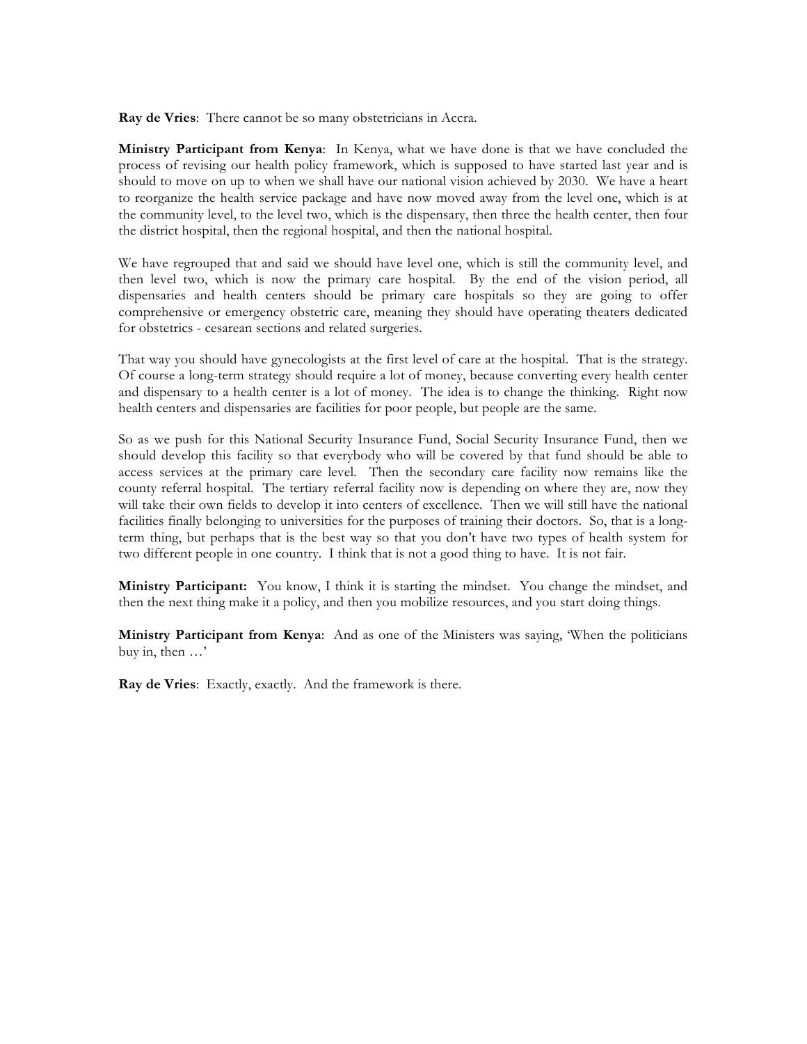**Ray de Vries**: There cannot be so many obstetricians in Accra.

**Ministry Participant from Kenya**: In Kenya, what we have done is that we have concluded the process of revising our health policy framework, which is supposed to have started last year and is should to move on up to when we shall have our national vision achieved by 2030. We have a heart to reorganize the health service package and have now moved away from the level one, which is at the community level, to the level two, which is the dispensary, then three the health center, then four the district hospital, then the regional hospital, and then the national hospital.

We have regrouped that and said we should have level one, which is still the community level, and then level two, which is now the primary care hospital. By the end of the vision period, all dispensaries and health centers should be primary care hospitals so they are going to offer comprehensive or emergency obstetric care, meaning they should have operating theaters dedicated for obstetrics - cesarean sections and related surgeries.

That way you should have gynecologists at the first level of care at the hospital. That is the strategy. Of course a long-term strategy should require a lot of money, because converting every health center and dispensary to a health center is a lot of money. The idea is to change the thinking. Right now health centers and dispensaries are facilities for poor people, but people are the same.

So as we push for this National Security Insurance Fund, Social Security Insurance Fund, then we should develop this facility so that everybody who will be covered by that fund should be able to access services at the primary care level. Then the secondary care facility now remains like the county referral hospital. The tertiary referral facility now is depending on where they are, now they will take their own fields to develop it into centers of excellence. Then we will still have the national facilities finally belonging to universities for the purposes of training their doctors. So, that is a long-term thing, but perhaps that is the best way so that you don't have two types of health system for two different people in one country. I think that is not a good thing to have. It is not fair.

**Ministry Participant:** You know, I think it is starting the mindset. You change the mindset, and then the next thing make it a policy, and then you mobilize resources, and you start doing things.

**Ministry Participant from Kenya**: And as one of the Ministers was saying, 'When the politicians buy in, then …'

**Ray de Vries**: Exactly, exactly. And the framework is there.